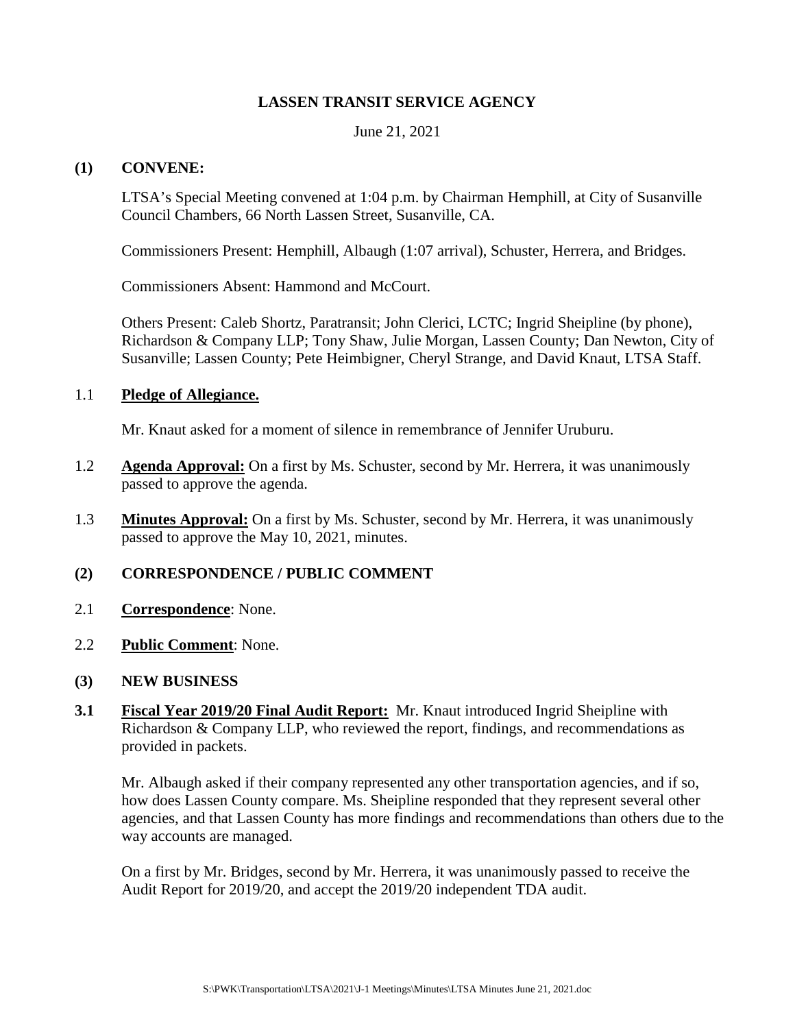# LASSEN TRANSIT SERVICE AGENCY

June 21, 2021

## (1) CONVENE:

LTSA's Special Meeting convened at 1:04 p.m. by Chairman Hemphill, at City of Susanville Council Chambers, 66 North Lassen Street, Susanville, CA.

Commissioners Present: Hemphill, Albaugh (1:07 arrival), Schuster, Herrera, and Bridges.

Commissioners Absent: Hammond and McCourt.

Others Present: Caleb Shortz, Paratransit; John Clerici, LCTC; Ingrid Sheipline (by phone), Richardson & Company LLP; Tony Shaw, Julie Morgan, Lassen County; Dan Newton, City of Susanville; Lassen County; Pete Heimbigner, Cheryl Strange, and David Knaut, LTSA Staff.

1.1 **Pledge of Allegiance.**

Mr. Knaut asked for a moment of silence in remembrance of Jennifer Uruburu.

1.2 **Agenda Approval:** On a first by Ms. Schuster, second by Mr. Herrera, it was unanimously passed to approve the agenda.

1.3 **Minutes Approval:** On a first by Ms. Schuster, second by Mr. Herrera, it was unanimously passed to approve the May 10, 2021, minutes.

## (2) CORRESPONDENCE / PUBLIC COMMENT

2.1 **Correspondence**: None.

2.2 **Public Comment**: None.

## (3) NEW BUSINESS

**3.1 Fiscal Year 2019/20 Final Audit Report:** Mr. Knaut introduced Ingrid Sheipline with Richardson & Company LLP, who reviewed the report, findings, and recommendations as provided in packets.

Mr. Albaugh asked if their company represented any other transportation agencies, and if so, how does Lassen County compare. Ms. Sheipline responded that they represent several other agencies, and that Lassen County has more findings and recommendations than others due to the way accounts are managed.

On a first by Mr. Bridges, second by Mr. Herrera, it was unanimously passed to receive the Audit Report for 2019/20, and accept the 2019/20 independent TDA audit.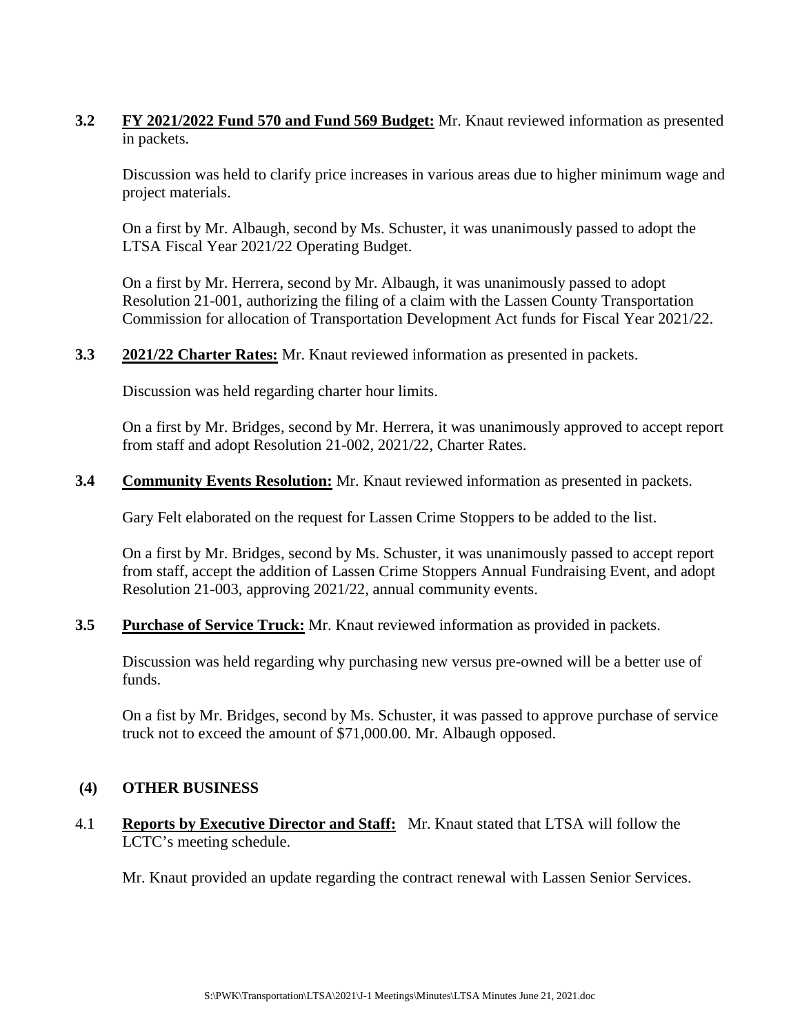**3.2** **FY 2021/2022 Fund 570 and Fund 569 Budget:** Mr. Knaut reviewed information as presented in packets.

Discussion was held to clarify price increases in various areas due to higher minimum wage and project materials.

On a first by Mr. Albaugh, second by Ms. Schuster, it was unanimously passed to adopt the LTSA Fiscal Year 2021/22 Operating Budget.

On a first by Mr. Herrera, second by Mr. Albaugh, it was unanimously passed to adopt Resolution 21-001, authorizing the filing of a claim with the Lassen County Transportation Commission for allocation of Transportation Development Act funds for Fiscal Year 2021/22.

**3.3** **2021/22 Charter Rates:** Mr. Knaut reviewed information as presented in packets.

Discussion was held regarding charter hour limits.

On a first by Mr. Bridges, second by Mr. Herrera, it was unanimously approved to accept report from staff and adopt Resolution 21-002, 2021/22, Charter Rates.

**3.4** **Community Events Resolution:** Mr. Knaut reviewed information as presented in packets.

Gary Felt elaborated on the request for Lassen Crime Stoppers to be added to the list.

On a first by Mr. Bridges, second by Ms. Schuster, it was unanimously passed to accept report from staff, accept the addition of Lassen Crime Stoppers Annual Fundraising Event, and adopt Resolution 21-003, approving 2021/22, annual community events.

**3.5** **Purchase of Service Truck:** Mr. Knaut reviewed information as provided in packets.

Discussion was held regarding why purchasing new versus pre-owned will be a better use of funds.

On a fist by Mr. Bridges, second by Ms. Schuster, it was passed to approve purchase of service truck not to exceed the amount of $71,000.00. Mr. Albaugh opposed.

## (4) OTHER BUSINESS

4.1 **Reports by Executive Director and Staff:** Mr. Knaut stated that LTSA will follow the LCTC's meeting schedule.

Mr. Knaut provided an update regarding the contract renewal with Lassen Senior Services.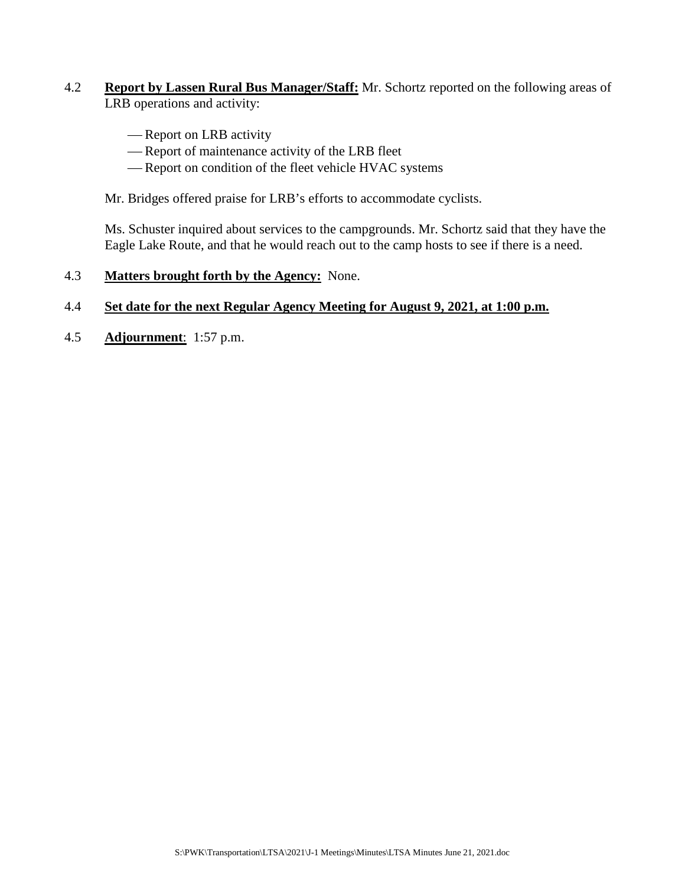4.2 **Report by Lassen Rural Bus Manager/Staff:** Mr. Schortz reported on the following areas of LRB operations and activity:

- Report on LRB activity
- Report of maintenance activity of the LRB fleet
- Report on condition of the fleet vehicle HVAC systems

Mr. Bridges offered praise for LRB's efforts to accommodate cyclists.

Ms. Schuster inquired about services to the campgrounds. Mr. Schortz said that they have the Eagle Lake Route, and that he would reach out to the camp hosts to see if there is a need.

4.3 **Matters brought forth by the Agency:** None.

4.4 **Set date for the next Regular Agency Meeting for August 9, 2021, at 1:00 p.m.**

4.5 **Adjournment**: 1:57 p.m.